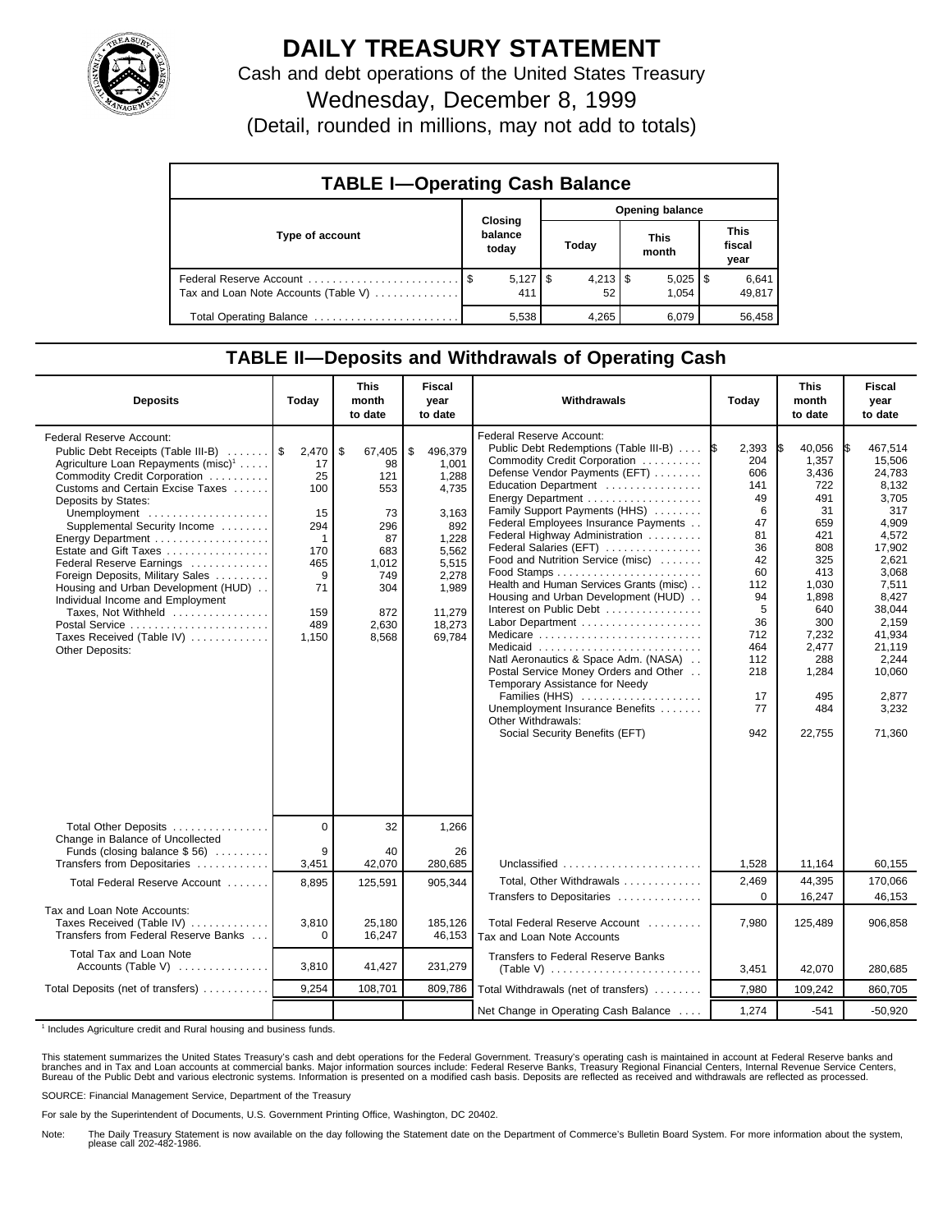# DAILY TREASURY STATEMENT

Cash and debt operations of the United States Treasury

Wednesday, December 8, 1999

(Detail, rounded in millions, may not add to totals)

## TABLE I—Operating Cash Balance

| Type of account | Closing balance today | Opening balance Today | Opening balance This month | Opening balance This fiscal year |
|---|---|---|---|---|
| Federal Reserve Account | $ 5,127 | $ 4,213 | $ 5,025 | $ 6,641 |
| Tax and Loan Note Accounts (Table V) | 411 | 52 | 1,054 | 49,817 |
| Total Operating Balance | 5,538 | 4,265 | 6,079 | 56,458 |

## TABLE II—Deposits and Withdrawals of Operating Cash

| Deposits | Today | This month to date | Fiscal year to date |
|---|---|---|---|
| Federal Reserve Account: | | | |
| Public Debt Receipts (Table III-B) | $ 2,470 | $ 67,405 | $ 496,379 |
| Agriculture Loan Repayments (misc)[1] | 17 | 98 | 1,001 |
| Commodity Credit Corporation | 25 | 121 | 1,288 |
| Customs and Certain Excise Taxes | 100 | 553 | 4,735 |
| Deposits by States: | | | |
| Unemployment | 15 | 73 | 3,163 |
| Supplemental Security Income | 294 | 296 | 892 |
| Energy Department | 1 | 87 | 1,228 |
| Estate and Gift Taxes | 170 | 683 | 5,562 |
| Federal Reserve Earnings | 465 | 1,012 | 5,515 |
| Foreign Deposits, Military Sales | 9 | 749 | 2,278 |
| Housing and Urban Development (HUD) | 71 | 304 | 1,989 |
| Individual Income and Employment Taxes, Not Withheld | 159 | 872 | 11,279 |
| Postal Service | 489 | 2,630 | 18,273 |
| Taxes Received (Table IV) | 1,150 | 8,568 | 69,784 |
| Other Deposits: | | | |
| Total Other Deposits | 0 | 32 | 1,266 |
| Change in Balance of Uncollected Funds (closing balance $ 56) | 9 | 40 | 26 |
| Transfers from Depositaries | 3,451 | 42,070 | 280,685 |
| Total Federal Reserve Account | 8,895 | 125,591 | 905,344 |
| Tax and Loan Note Accounts: | | | |
| Taxes Received (Table IV) | 3,810 | 25,180 | 185,126 |
| Transfers from Federal Reserve Banks | 0 | 16,247 | 46,153 |
| Total Tax and Loan Note Accounts (Table V) | 3,810 | 41,427 | 231,279 |
| Total Deposits (net of transfers) | 9,254 | 108,701 | 809,786 |

| Withdrawals | Today | This month to date | Fiscal year to date |
|---|---|---|---|
| Federal Reserve Account: | | | |
| Public Debt Redemptions (Table III-B) | $ 2,393 | $ 40,056 | $ 467,514 |
| Commodity Credit Corporation | 204 | 1,357 | 15,506 |
| Defense Vendor Payments (EFT) | 606 | 3,436 | 24,783 |
| Education Department | 141 | 722 | 8,132 |
| Energy Department | 49 | 491 | 3,705 |
| Family Support Payments (HHS) | 6 | 31 | 317 |
| Federal Employees Insurance Payments | 47 | 659 | 4,909 |
| Federal Highway Administration | 81 | 421 | 4,572 |
| Federal Salaries (EFT) | 36 | 808 | 17,902 |
| Food and Nutrition Service (misc) | 42 | 325 | 2,621 |
| Food Stamps | 60 | 413 | 3,068 |
| Health and Human Services Grants (misc) | 112 | 1,030 | 7,511 |
| Housing and Urban Development (HUD) | 94 | 1,898 | 8,427 |
| Interest on Public Debt | 5 | 640 | 38,044 |
| Labor Department | 36 | 300 | 2,159 |
| Medicare | 712 | 7,232 | 41,934 |
| Medicaid | 464 | 2,477 | 21,119 |
| Natl Aeronautics & Space Adm. (NASA) | 112 | 288 | 2,244 |
| Postal Service Money Orders and Other | 218 | 1,284 | 10,060 |
| Temporary Assistance for Needy Families (HHS) | 17 | 495 | 2,877 |
| Unemployment Insurance Benefits | 77 | 484 | 3,232 |
| Other Withdrawals: | | | |
| Social Security Benefits (EFT) | 942 | 22,755 | 71,360 |
| Unclassified | 1,528 | 11,164 | 60,155 |
| Total, Other Withdrawals | 2,469 | 44,395 | 170,066 |
| Transfers to Depositaries | 0 | 16,247 | 46,153 |
| Total Federal Reserve Account | 7,980 | 125,489 | 906,858 |
| Tax and Loan Note Accounts | | | |
| Transfers to Federal Reserve Banks (Table V) | 3,451 | 42,070 | 280,685 |
| Total Withdrawals (net of transfers) | 7,980 | 109,242 | 860,705 |
| Net Change in Operating Cash Balance | 1,274 | -541 | -50,920 |

[1] Includes Agriculture credit and Rural housing and business funds.

This statement summarizes the United States Treasury's cash and debt operations for the Federal Government. Treasury's operating cash is maintained in account at Federal Reserve banks and branches and in Tax and Loan accounts at commercial banks. Major information sources include: Federal Reserve Banks, Treasury Regional Financial Centers, Internal Revenue Service Centers, Bureau of the Public Debt and various electronic systems. Information is presented on a modified cash basis. Deposits are reflected as received and withdrawals are reflected as processed.

SOURCE: Financial Management Service, Department of the Treasury

For sale by the Superintendent of Documents, U.S. Government Printing Office, Washington, DC 20402.

Note: The Daily Treasury Statement is now available on the day following the Statement date on the Department of Commerce's Bulletin Board System. For more information about the system, please call 202-482-1986.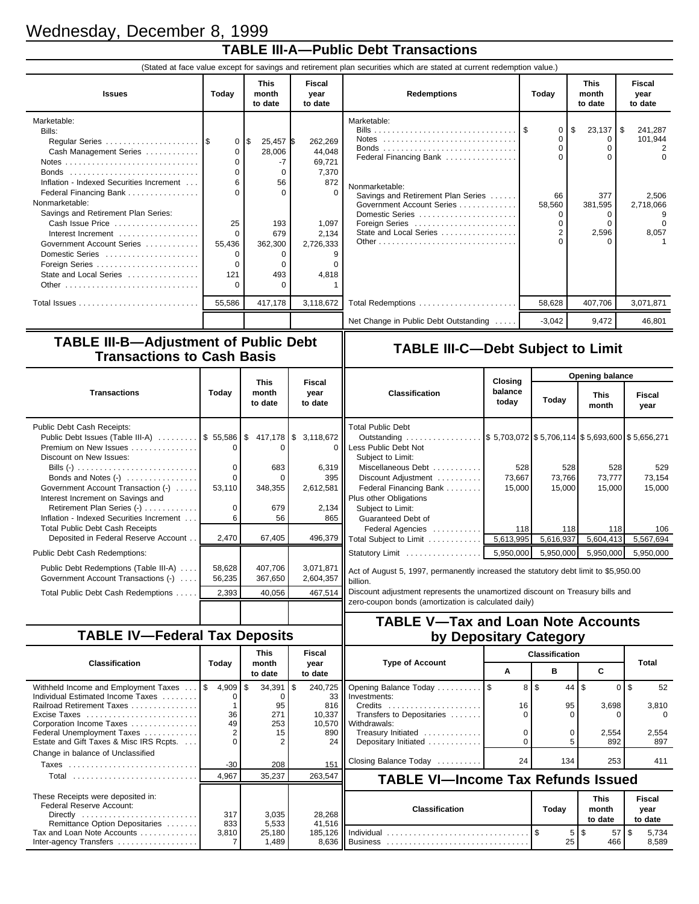Wednesday, December 8, 1999

## TABLE III-A—Public Debt Transactions

(Stated at face value except for savings and retirement plan securities which are stated at current redemption value.)

| Issues | Today | This month to date | Fiscal year to date |
|---|---|---|---|
| Marketable: | | | |
| Bills: | | | |
| Regular Series | $ 0 | $ 25,457 | $ 262,269 |
| Cash Management Series | 0 | 28,006 | 44,048 |
| Notes | 0 | -7 | 69,721 |
| Bonds | 0 | 0 | 7,370 |
| Inflation - Indexed Securities Increment | 6 | 56 | 872 |
| Federal Financing Bank | 0 | 0 | 0 |
| Nonmarketable: | | | |
| Savings and Retirement Plan Series: | | | |
| Cash Issue Price | 25 | 193 | 1,097 |
| Interest Increment | 0 | 679 | 2,134 |
| Government Account Series | 55,436 | 362,300 | 2,726,333 |
| Domestic Series | 0 | 0 | 9 |
| Foreign Series | 0 | 0 | 0 |
| State and Local Series | 121 | 493 | 4,818 |
| Other | 0 | 0 | 1 |
| Total Issues | 55,586 | 417,178 | 3,118,672 |

| Redemptions | Today | This month to date | Fiscal year to date |
|---|---|---|---|
| Marketable: | | | |
| Bills | $ 0 | $ 23,137 | $ 241,287 |
| Notes | 0 | 0 | 101,944 |
| Bonds | 0 | 0 | 2 |
| Federal Financing Bank | 0 | 0 | 0 |
| Nonmarketable: | | | |
| Savings and Retirement Plan Series | 66 | 377 | 2,506 |
| Government Account Series | 58,560 | 381,595 | 2,718,066 |
| Domestic Series | 0 | 0 | 9 |
| Foreign Series | 0 | 0 | 0 |
| State and Local Series | 2 | 2,596 | 8,057 |
| Other | 0 | 0 | 1 |
| Total Redemptions | 58,628 | 407,706 | 3,071,871 |
| Net Change in Public Debt Outstanding | -3,042 | 9,472 | 46,801 |

## TABLE III-B—Adjustment of Public Debt Transactions to Cash Basis

| Transactions | Today | This month to date | Fiscal year to date |
|---|---|---|---|
| Public Debt Cash Receipts: | | | |
| Public Debt Issues (Table III-A) | $ 55,586 | $ 417,178 | $ 3,118,672 |
| Premium on New Issues | 0 | 0 | 0 |
| Discount on New Issues: | | | |
| Bills (-) | 0 | 683 | 6,319 |
| Bonds and Notes (-) | 0 | 0 | 395 |
| Government Account Transaction (-) | 53,110 | 348,355 | 2,612,581 |
| Interest Increment on Savings and Retirement Plan Series (-) | 0 | 679 | 2,134 |
| Inflation - Indexed Securities Increment | 6 | 56 | 865 |
| Total Public Debt Cash Receipts Deposited in Federal Reserve Account | 2,470 | 67,405 | 496,379 |
| Public Debt Cash Redemptions: | | | |
| Public Debt Redemptions (Table III-A) | 58,628 | 407,706 | 3,071,871 |
| Government Account Transactions (-) | 56,235 | 367,650 | 2,604,357 |
| Total Public Debt Cash Redemptions | 2,393 | 40,056 | 467,514 |

## TABLE III-C—Debt Subject to Limit

| Classification | Closing balance today | Opening balance Today | This month | Fiscal year |
|---|---|---|---|---|
| Total Public Debt Outstanding | $ 5,703,072 | $ 5,706,114 | $ 5,693,600 | $ 5,656,271 |
| Less Public Debt Not Subject to Limit: | | | | |
| Miscellaneous Debt | 528 | 528 | 528 | 529 |
| Discount Adjustment | 73,667 | 73,766 | 73,777 | 73,154 |
| Federal Financing Bank | 15,000 | 15,000 | 15,000 | 15,000 |
| Plus other Obligations Subject to Limit: | | | | |
| Guaranteed Debt of Federal Agencies | 118 | 118 | 118 | 106 |
| Total Subject to Limit | 5,613,995 | 5,616,937 | 5,604,413 | 5,567,694 |
| Statutory Limit | 5,950,000 | 5,950,000 | 5,950,000 | 5,950,000 |

Act of August 5, 1997, permanently increased the statutory debt limit to $5,950.00 billion.

Discount adjustment represents the unamortized discount on Treasury bills and zero-coupon bonds (amortization is calculated daily)

## TABLE IV—Federal Tax Deposits

| Classification | Today | This month to date | Fiscal year to date |
|---|---|---|---|
| Withheld Income and Employment Taxes | $ 4,909 | $ 34,391 | $ 240,725 |
| Individual Estimated Income Taxes | 0 | 0 | 33 |
| Railroad Retirement Taxes | 1 | 95 | 816 |
| Excise Taxes | 36 | 271 | 10,337 |
| Corporation Income Taxes | 49 | 253 | 10,570 |
| Federal Unemployment Taxes | 2 | 15 | 890 |
| Estate and Gift Taxes & Misc IRS Rcpts. | 0 | 2 | 24 |
| Change in balance of Unclassified Taxes | -30 | 208 | 151 |
| Total | 4,967 | 35,237 | 263,547 |
| These Receipts were deposited in: | | | |
| Federal Reserve Account: | | | |
| Directly | 317 | 3,035 | 28,268 |
| Remittance Option Depositaries | 833 | 5,533 | 41,516 |
| Tax and Loan Note Accounts | 3,810 | 25,180 | 185,126 |
| Inter-agency Transfers | 7 | 1,489 | 8,636 |

## TABLE V—Tax and Loan Note Accounts by Depositary Category

| Type of Account | A | B | C | Total |
|---|---|---|---|---|
| Opening Balance Today | $ 8 | $ 44 | $ 0 | $ 52 |
| Investments: | | | | |
| Credits | 16 | 95 | 3,698 | 3,810 |
| Transfers to Depositaries | 0 | 0 | 0 | 0 |
| Withdrawals: | | | | |
| Treasury Initiated | 0 | 0 | 2,554 | 2,554 |
| Depositary Initiated | 0 | 5 | 892 | 897 |
| Closing Balance Today | 24 | 134 | 253 | 411 |

## TABLE VI—Income Tax Refunds Issued

| Classification | Today | This month to date | Fiscal year to date |
|---|---|---|---|
| Individual | $ 5 | $ 57 | $ 5,734 |
| Business | 25 | 466 | 8,589 |